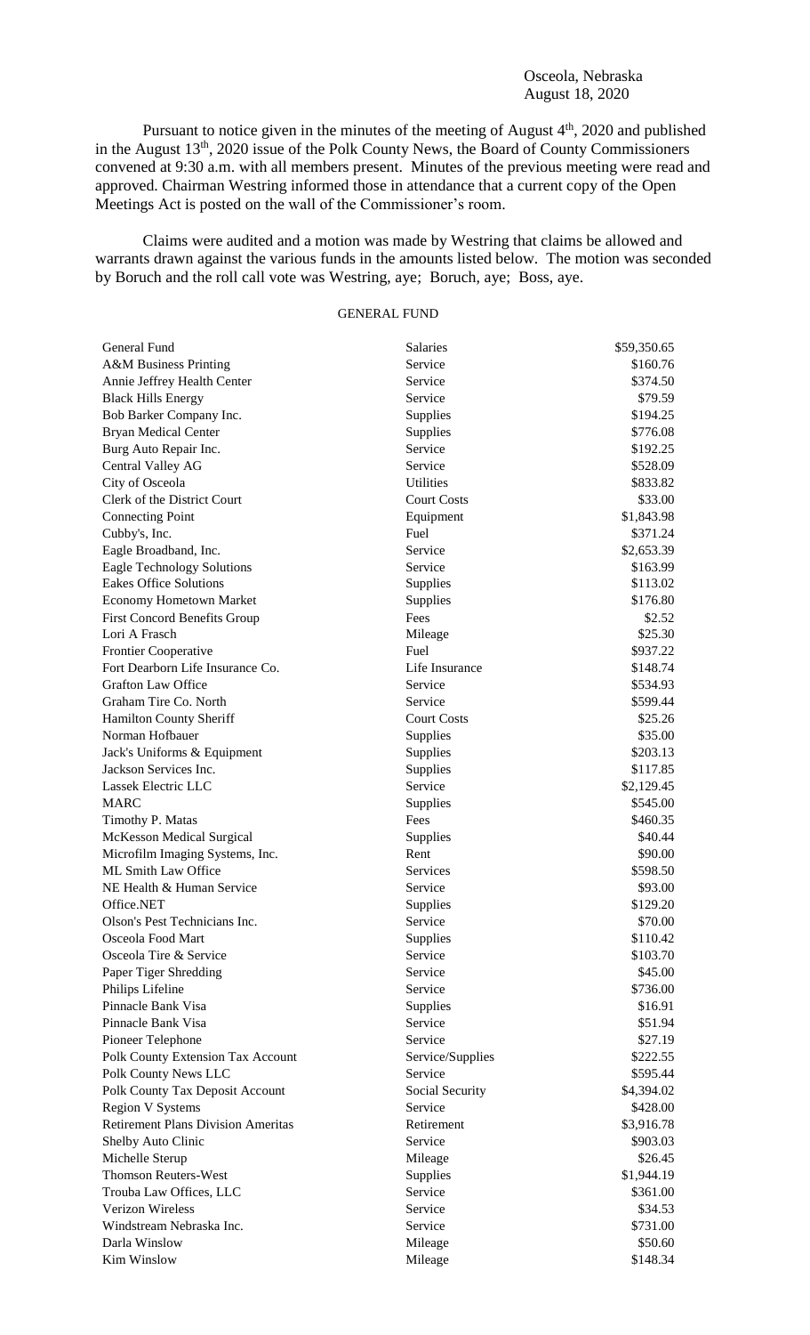Osceola, Nebraska
August 18, 2020

Pursuant to notice given in the minutes of the meeting of August 4th, 2020 and published in the August 13th, 2020 issue of the Polk County News, the Board of County Commissioners convened at 9:30 a.m. with all members present. Minutes of the previous meeting were read and approved. Chairman Westring informed those in attendance that a current copy of the Open Meetings Act is posted on the wall of the Commissioner's room.

Claims were audited and a motion was made by Westring that claims be allowed and warrants drawn against the various funds in the amounts listed below. The motion was seconded by Boruch and the roll call vote was Westring, aye; Boruch, aye; Boss, aye.

GENERAL FUND

| | | |
|---|---|---|
| General Fund | Salaries | $59,350.65 |
| A&M Business Printing | Service | $160.76 |
| Annie Jeffrey Health Center | Service | $374.50 |
| Black Hills Energy | Service | $79.59 |
| Bob Barker Company Inc. | Supplies | $194.25 |
| Bryan Medical Center | Supplies | $776.08 |
| Burg Auto Repair Inc. | Service | $192.25 |
| Central Valley AG | Service | $528.09 |
| City of Osceola | Utilities | $833.82 |
| Clerk of the District Court | Court Costs | $33.00 |
| Connecting Point | Equipment | $1,843.98 |
| Cubby's, Inc. | Fuel | $371.24 |
| Eagle Broadband, Inc. | Service | $2,653.39 |
| Eagle Technology Solutions | Service | $163.99 |
| Eakes Office Solutions | Supplies | $113.02 |
| Economy Hometown Market | Supplies | $176.80 |
| First Concord Benefits Group | Fees | $2.52 |
| Lori A Frasch | Mileage | $25.30 |
| Frontier Cooperative | Fuel | $937.22 |
| Fort Dearborn Life Insurance Co. | Life Insurance | $148.74 |
| Grafton Law Office | Service | $534.93 |
| Graham Tire Co. North | Service | $599.44 |
| Hamilton County Sheriff | Court Costs | $25.26 |
| Norman Hofbauer | Supplies | $35.00 |
| Jack's Uniforms & Equipment | Supplies | $203.13 |
| Jackson Services Inc. | Supplies | $117.85 |
| Lassek Electric LLC | Service | $2,129.45 |
| MARC | Supplies | $545.00 |
| Timothy P. Matas | Fees | $460.35 |
| McKesson Medical Surgical | Supplies | $40.44 |
| Microfilm Imaging Systems, Inc. | Rent | $90.00 |
| ML Smith Law Office | Services | $598.50 |
| NE Health & Human Service | Service | $93.00 |
| Office.NET | Supplies | $129.20 |
| Olson's Pest Technicians Inc. | Service | $70.00 |
| Osceola Food Mart | Supplies | $110.42 |
| Osceola Tire & Service | Service | $103.70 |
| Paper Tiger Shredding | Service | $45.00 |
| Philips Lifeline | Service | $736.00 |
| Pinnacle Bank Visa | Supplies | $16.91 |
| Pinnacle Bank Visa | Service | $51.94 |
| Pioneer Telephone | Service | $27.19 |
| Polk County Extension Tax Account | Service/Supplies | $222.55 |
| Polk County News LLC | Service | $595.44 |
| Polk County Tax Deposit Account | Social Security | $4,394.02 |
| Region V Systems | Service | $428.00 |
| Retirement Plans Division Ameritas | Retirement | $3,916.78 |
| Shelby Auto Clinic | Service | $903.03 |
| Michelle Sterup | Mileage | $26.45 |
| Thomson Reuters-West | Supplies | $1,944.19 |
| Trouba Law Offices, LLC | Service | $361.00 |
| Verizon Wireless | Service | $34.53 |
| Windstream Nebraska Inc. | Service | $731.00 |
| Darla Winslow | Mileage | $50.60 |
| Kim Winslow | Mileage | $148.34 |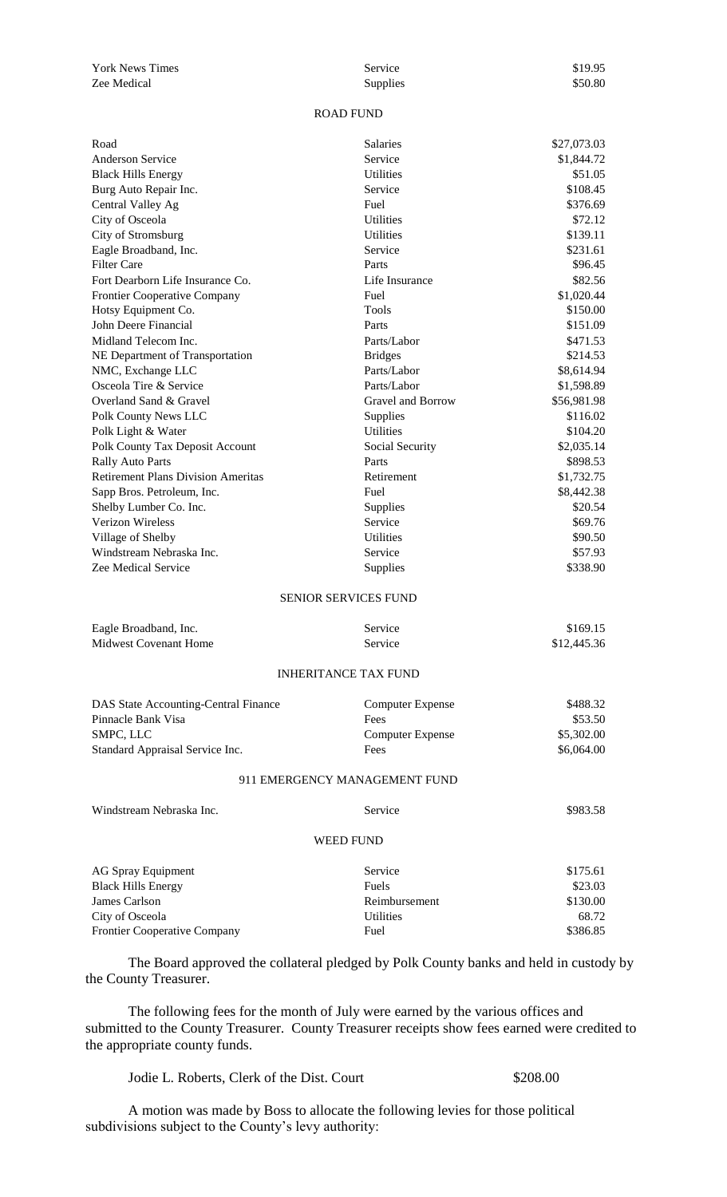| | | |
|---|---|---|
| York News Times | Service | \$19.95 |
| Zee Medical | Supplies | \$50.80 |

ROAD FUND

| | | |
|---|---|---|
| Road | Salaries | \$27,073.03 |
| Anderson Service | Service | \$1,844.72 |
| Black Hills Energy | Utilities | \$51.05 |
| Burg Auto Repair Inc. | Service | \$108.45 |
| Central Valley Ag | Fuel | \$376.69 |
| City of Osceola | Utilities | \$72.12 |
| City of Stromsburg | Utilities | \$139.11 |
| Eagle Broadband, Inc. | Service | \$231.61 |
| Filter Care | Parts | \$96.45 |
| Fort Dearborn Life Insurance Co. | Life Insurance | \$82.56 |
| Frontier Cooperative Company | Fuel | \$1,020.44 |
| Hotsy Equipment Co. | Tools | \$150.00 |
| John Deere Financial | Parts | \$151.09 |
| Midland Telecom Inc. | Parts/Labor | \$471.53 |
| NE Department of Transportation | Bridges | \$214.53 |
| NMC, Exchange LLC | Parts/Labor | \$8,614.94 |
| Osceola Tire & Service | Parts/Labor | \$1,598.89 |
| Overland Sand & Gravel | Gravel and Borrow | \$56,981.98 |
| Polk County News LLC | Supplies | \$116.02 |
| Polk Light & Water | Utilities | \$104.20 |
| Polk County Tax Deposit Account | Social Security | \$2,035.14 |
| Rally Auto Parts | Parts | \$898.53 |
| Retirement Plans Division Ameritas | Retirement | \$1,732.75 |
| Sapp Bros. Petroleum, Inc. | Fuel | \$8,442.38 |
| Shelby Lumber Co. Inc. | Supplies | \$20.54 |
| Verizon Wireless | Service | \$69.76 |
| Village of Shelby | Utilities | \$90.50 |
| Windstream Nebraska Inc. | Service | \$57.93 |
| Zee Medical Service | Supplies | \$338.90 |

SENIOR SERVICES FUND

| | | |
|---|---|---|
| Eagle Broadband, Inc. | Service | \$169.15 |
| Midwest Covenant Home | Service | \$12,445.36 |

INHERITANCE TAX FUND

| | | |
|---|---|---|
| DAS State Accounting-Central Finance | Computer Expense | \$488.32 |
| Pinnacle Bank Visa | Fees | \$53.50 |
| SMPC, LLC | Computer Expense | \$5,302.00 |
| Standard Appraisal Service Inc. | Fees | \$6,064.00 |

911 EMERGENCY MANAGEMENT FUND

| | | |
|---|---|---|
| Windstream Nebraska Inc. | Service | \$983.58 |

WEED FUND

| | | |
|---|---|---|
| AG Spray Equipment | Service | \$175.61 |
| Black Hills Energy | Fuels | \$23.03 |
| James Carlson | Reimbursement | \$130.00 |
| City of Osceola | Utilities | 68.72 |
| Frontier Cooperative Company | Fuel | \$386.85 |

The Board approved the collateral pledged by Polk County banks and held in custody by the County Treasurer.

The following fees for the month of July were earned by the various offices and submitted to the County Treasurer. County Treasurer receipts show fees earned were credited to the appropriate county funds.

Jodie L. Roberts, Clerk of the Dist. Court \$208.00

A motion was made by Boss to allocate the following levies for those political subdivisions subject to the County's levy authority: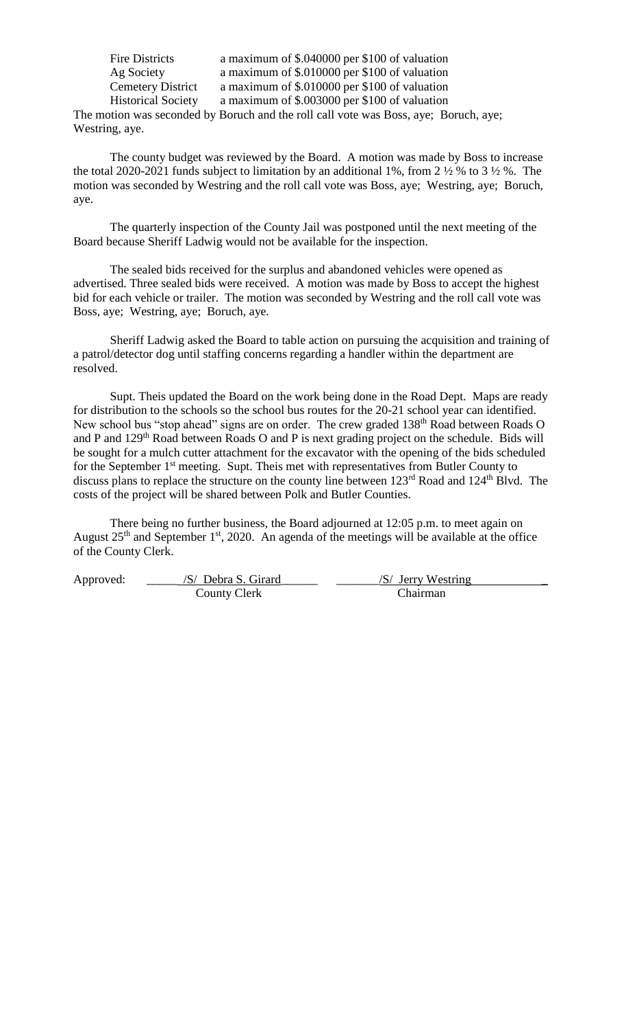| | |
|---|---|
| Fire Districts | a maximum of $.040000 per $100 of valuation |
| Ag Society | a maximum of $.010000 per $100 of valuation |
| Cemetery District | a maximum of $.010000 per $100 of valuation |
| Historical Society | a maximum of $.003000 per $100 of valuation |

The motion was seconded by Boruch and the roll call vote was Boss, aye; Boruch, aye; Westring, aye.

The county budget was reviewed by the Board. A motion was made by Boss to increase the total 2020-2021 funds subject to limitation by an additional 1%, from 2 ½ % to 3 ½ %. The motion was seconded by Westring and the roll call vote was Boss, aye; Westring, aye; Boruch, aye.

The quarterly inspection of the County Jail was postponed until the next meeting of the Board because Sheriff Ladwig would not be available for the inspection.

The sealed bids received for the surplus and abandoned vehicles were opened as advertised. Three sealed bids were received. A motion was made by Boss to accept the highest bid for each vehicle or trailer. The motion was seconded by Westring and the roll call vote was Boss, aye; Westring, aye; Boruch, aye.

Sheriff Ladwig asked the Board to table action on pursuing the acquisition and training of a patrol/detector dog until staffing concerns regarding a handler within the department are resolved.

Supt. Theis updated the Board on the work being done in the Road Dept. Maps are ready for distribution to the schools so the school bus routes for the 20-21 school year can identified. New school bus "stop ahead" signs are on order. The crew graded 138th Road between Roads O and P and 129th Road between Roads O and P is next grading project on the schedule. Bids will be sought for a mulch cutter attachment for the excavator with the opening of the bids scheduled for the September 1st meeting. Supt. Theis met with representatives from Butler County to discuss plans to replace the structure on the county line between 123rd Road and 124th Blvd. The costs of the project will be shared between Polk and Butler Counties.

There being no further business, the Board adjourned at 12:05 p.m. to meet again on August 25th and September 1st, 2020. An agenda of the meetings will be available at the office of the County Clerk.

Approved: /S/ Debra S. Girard — County Clerk    /S/ Jerry Westring — Chairman